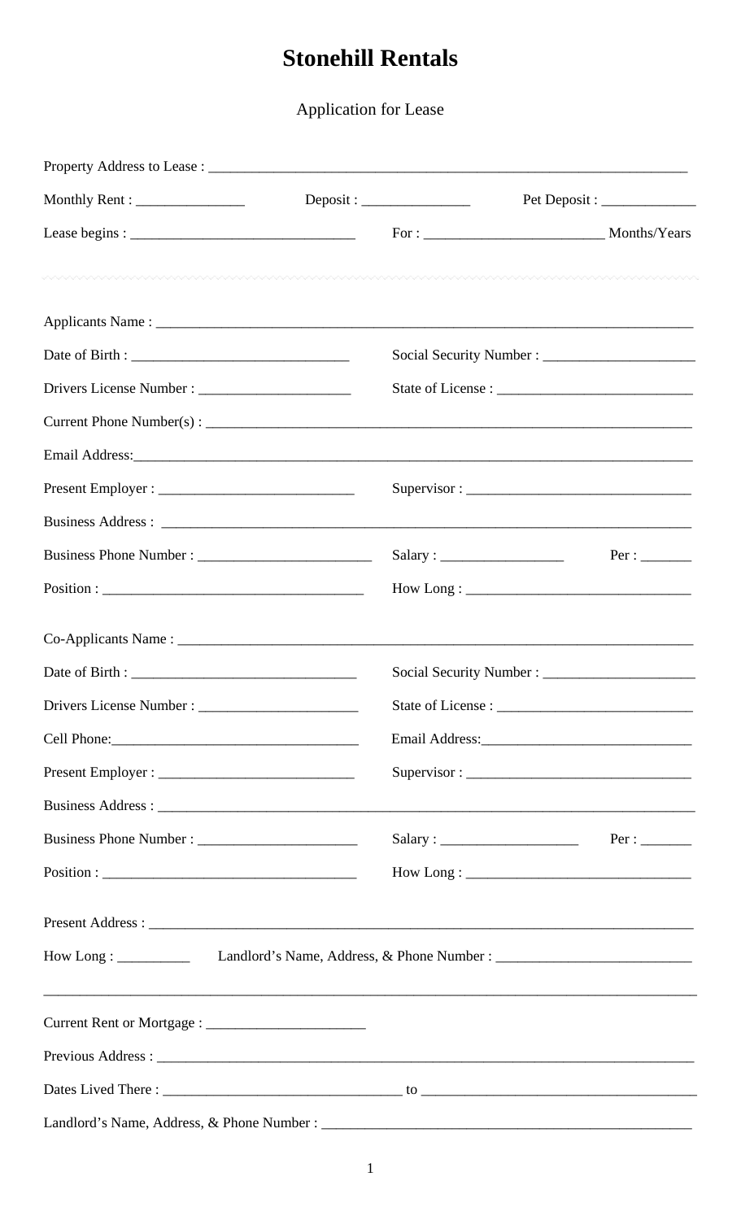# Stonehill Rentals

Application for Lease

Property Address to Lease : ______________________________________________________________________

Monthly Rent : _______________ Deposit : _______________ Pet Deposit : _____________

Lease begins : _______________________________ For : ________________________ Months/Years

---

Applicants Name : ______________________________________________________________________________

Date of Birth : ______________________________ Social Security Number : _____________________

Drivers License Number : _____________________ State of License : ___________________________

Current Phone Number(s) : ______________________________________________________________________

Email Address:__________________________________________________________________________________

Present Employer : ___________________________ Supervisor : _______________________________

Business Address : _____________________________________________________________________________

Business Phone Number : ________________________ Salary : _________________ Per : _______

Position : ____________________________________ How Long : _______________________________

Co-Applicants Name : ___________________________________________________________________________

Date of Birth : _______________________________ Social Security Number : _____________________

Drivers License Number : ______________________ State of License : ___________________________

Cell Phone:___________________________________ Email Address:_____________________________

Present Employer : ___________________________ Supervisor : _______________________________

Business Address : _____________________________________________________________________________

Business Phone Number : ______________________ Salary : ___________________ Per : _______

Position : ___________________________________ How Long : _______________________________

Present Address : ______________________________________________________________________________

How Long : __________ Landlord's Name, Address, & Phone Number : ___________________________

________________________________________________________________________________________________

Current Rent or Mortgage : ______________________

Previous Address : _____________________________________________________________________________

Dates Lived There : _________________________________ to ______________________________________

Landlord's Name, Address, & Phone Number : _____________________________________________________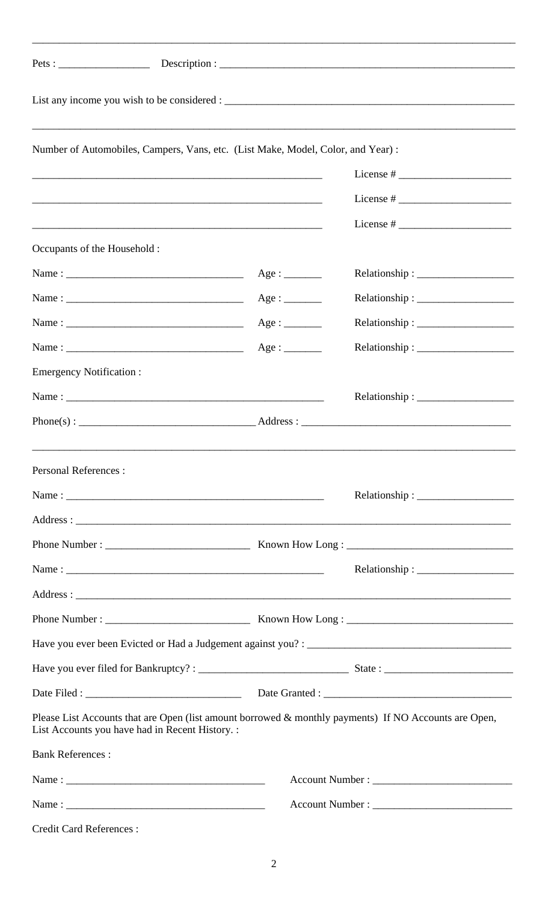Pets : ________________ Description : ____________________________________________________

List any income you wish to be considered : ____________________________________________________

___________________________________________________________________________________________

Number of Automobiles, Campers, Vans, etc. (List Make, Model, Color, and Year) :

_____________________________________________ License # ____________________

_____________________________________________ License # ____________________

_____________________________________________ License # ____________________

Occupants of the Household :

Name : ______________________________ Age : _______ Relationship : _________________

Name : ______________________________ Age : _______ Relationship : _________________

Name : ______________________________ Age : _______ Relationship : _________________

Name : ______________________________ Age : _______ Relationship : _________________

Emergency Notification :

Name : _____________________________________________ Relationship : _________________

Phone(s) : ______________________________ Address : ____________________________________

___________________________________________________________________________________________

Personal References :

Name : _____________________________________________ Relationship : _________________

Address : __________________________________________________________________________________

Phone Number : __________________________ Known How Long : ____________________________

Name : _____________________________________________ Relationship : _________________

Address : __________________________________________________________________________________

Phone Number : __________________________ Known How Long : ____________________________

Have you ever been Evicted or Had a Judgement against you? : ____________________________________

Have you ever filed for Bankruptcy? : __________________________ State : _______________________

Date Filed : ____________________________ Date Granted : ___________________________________

Please List Accounts that are Open (list amount borrowed & monthly payments) If NO Accounts are Open, List Accounts you have had in Recent History. :

Bank References :

Name : ___________________________________ Account Number : __________________________

Name : ___________________________________ Account Number : __________________________

Credit Card References :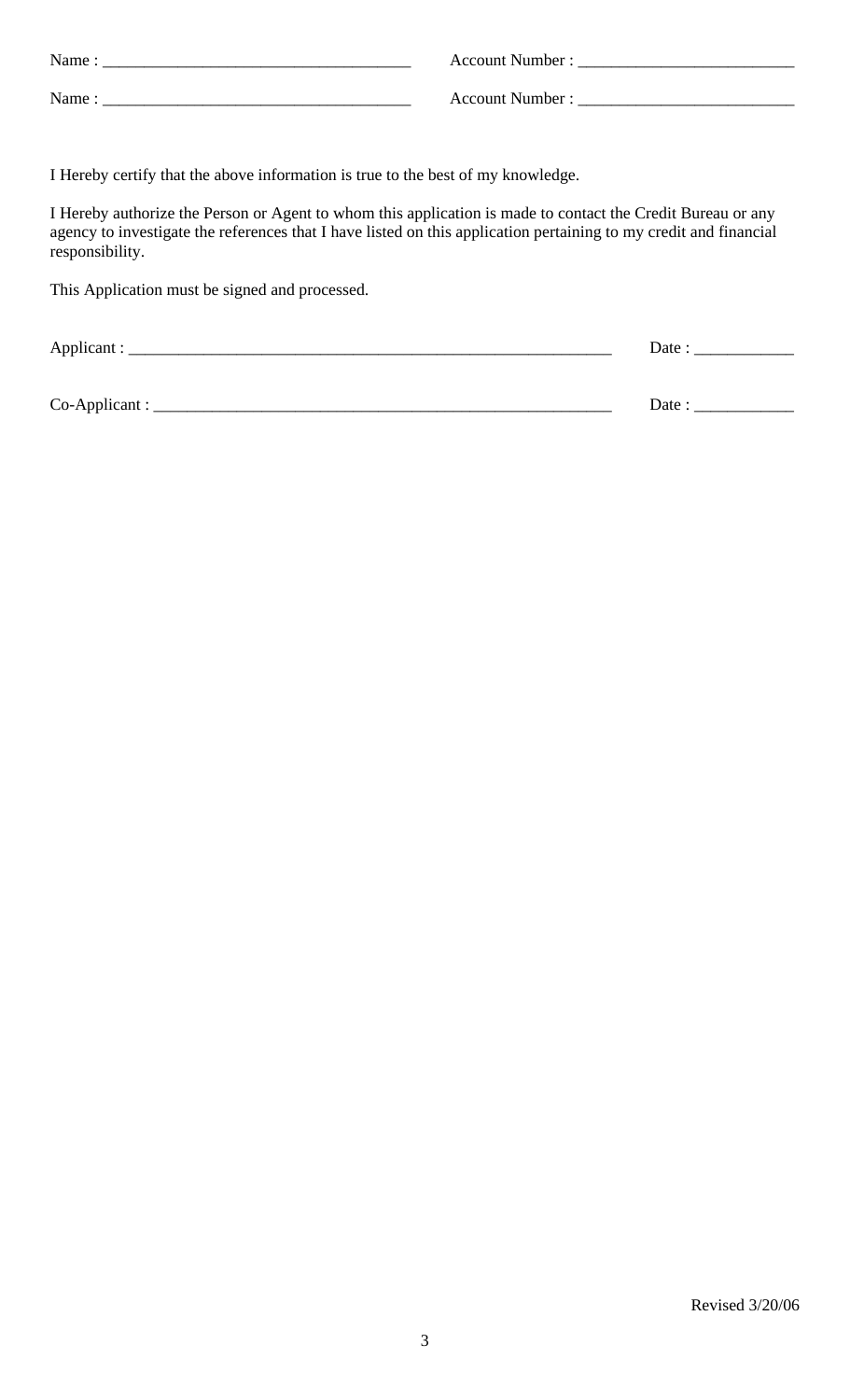Name : _____________________________________ Account Number : __________________________

Name : _____________________________________ Account Number : __________________________

I Hereby certify that the above information is true to the best of my knowledge.

I Hereby authorize the Person or Agent to whom this application is made to contact the Credit Bureau or any agency to investigate the references that I have listed on this application pertaining to my credit and financial responsibility.

This Application must be signed and processed.

Applicant : ___________________________________________________________ Date : ____________

Co-Applicant : ________________________________________________________ Date : ____________

Revised 3/20/06